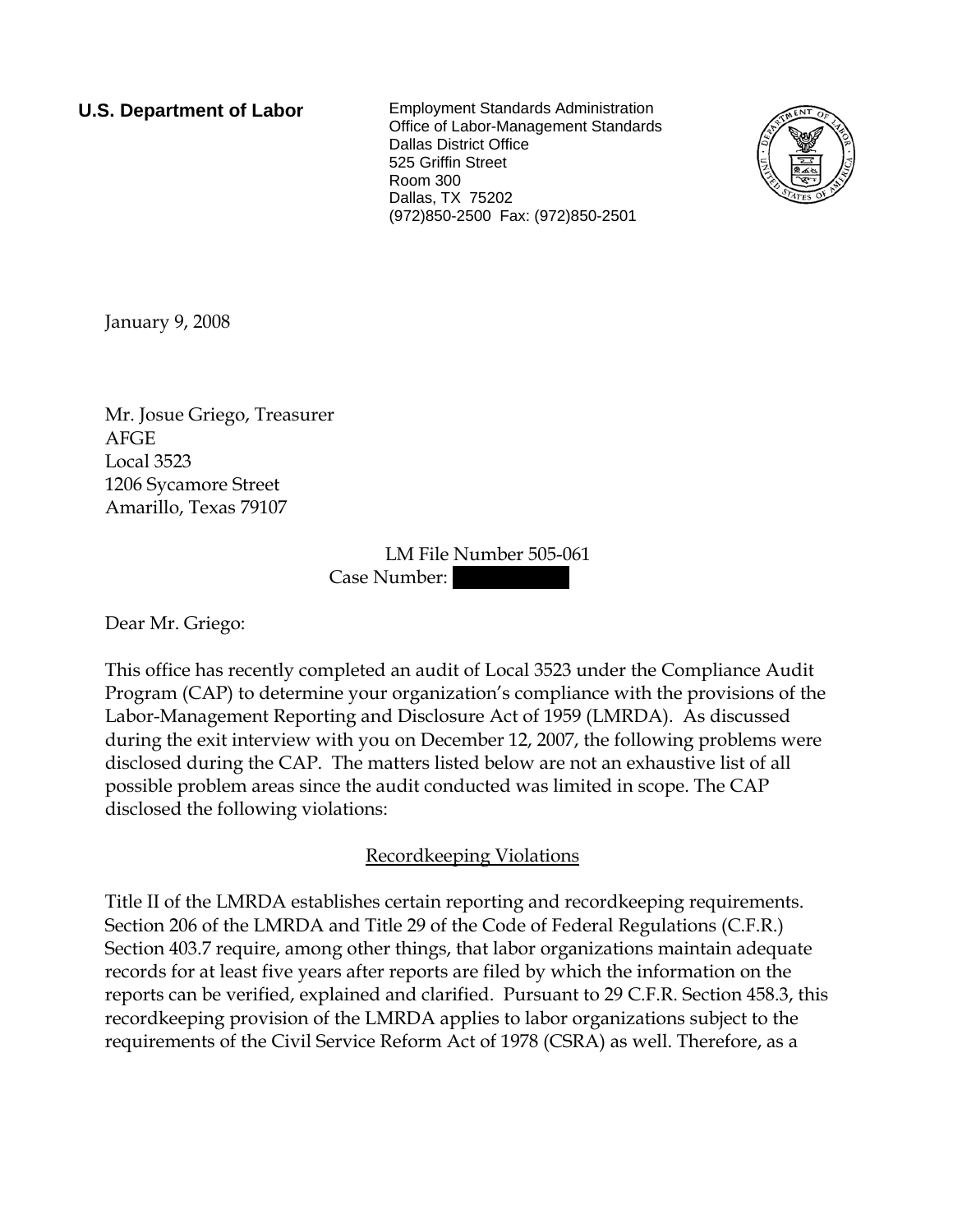**U.S. Department of Labor**

Employment Standards Administration
Office of Labor-Management Standards
Dallas District Office
525 Griffin Street
Room 300
Dallas, TX 75202
(972)850-2500 Fax: (972)850-2501

January 9, 2008

Mr. Josue Griego, Treasurer
AFGE
Local 3523
1206 Sycamore Street
Amarillo, Texas 79107

LM File Number 505-061
Case Number: 

Dear Mr. Griego:

This office has recently completed an audit of Local 3523 under the Compliance Audit Program (CAP) to determine your organization's compliance with the provisions of the Labor-Management Reporting and Disclosure Act of 1959 (LMRDA). As discussed during the exit interview with you on December 12, 2007, the following problems were disclosed during the CAP. The matters listed below are not an exhaustive list of all possible problem areas since the audit conducted was limited in scope. The CAP disclosed the following violations:

## Recordkeeping Violations

Title II of the LMRDA establishes certain reporting and recordkeeping requirements. Section 206 of the LMRDA and Title 29 of the Code of Federal Regulations (C.F.R.) Section 403.7 require, among other things, that labor organizations maintain adequate records for at least five years after reports are filed by which the information on the reports can be verified, explained and clarified. Pursuant to 29 C.F.R. Section 458.3, this recordkeeping provision of the LMRDA applies to labor organizations subject to the requirements of the Civil Service Reform Act of 1978 (CSRA) as well. Therefore, as a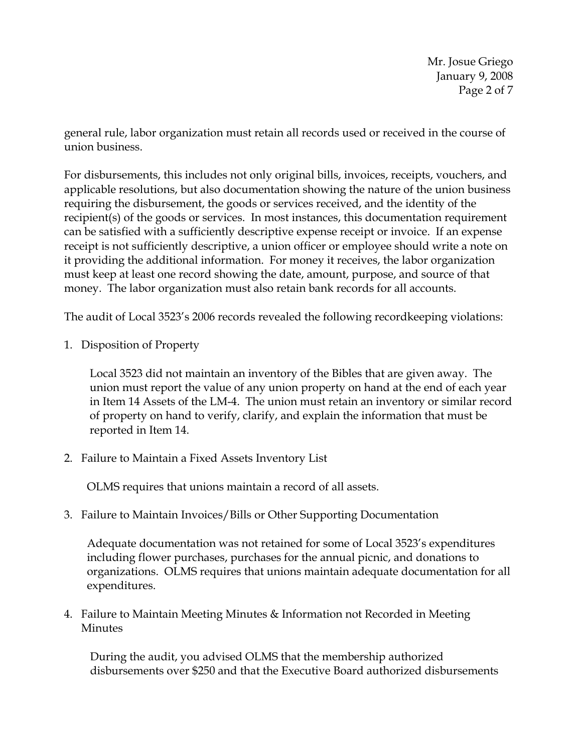general rule, labor organization must retain all records used or received in the course of union business.

For disbursements, this includes not only original bills, invoices, receipts, vouchers, and applicable resolutions, but also documentation showing the nature of the union business requiring the disbursement, the goods or services received, and the identity of the recipient(s) of the goods or services. In most instances, this documentation requirement can be satisfied with a sufficiently descriptive expense receipt or invoice. If an expense receipt is not sufficiently descriptive, a union officer or employee should write a note on it providing the additional information. For money it receives, the labor organization must keep at least one record showing the date, amount, purpose, and source of that money. The labor organization must also retain bank records for all accounts.

The audit of Local 3523's 2006 records revealed the following recordkeeping violations:

1. Disposition of Property

   Local 3523 did not maintain an inventory of the Bibles that are given away. The union must report the value of any union property on hand at the end of each year in Item 14 Assets of the LM-4. The union must retain an inventory or similar record of property on hand to verify, clarify, and explain the information that must be reported in Item 14.

2. Failure to Maintain a Fixed Assets Inventory List

   OLMS requires that unions maintain a record of all assets.

3. Failure to Maintain Invoices/Bills or Other Supporting Documentation

   Adequate documentation was not retained for some of Local 3523's expenditures including flower purchases, purchases for the annual picnic, and donations to organizations. OLMS requires that unions maintain adequate documentation for all expenditures.

4. Failure to Maintain Meeting Minutes & Information not Recorded in Meeting Minutes

   During the audit, you advised OLMS that the membership authorized disbursements over $250 and that the Executive Board authorized disbursements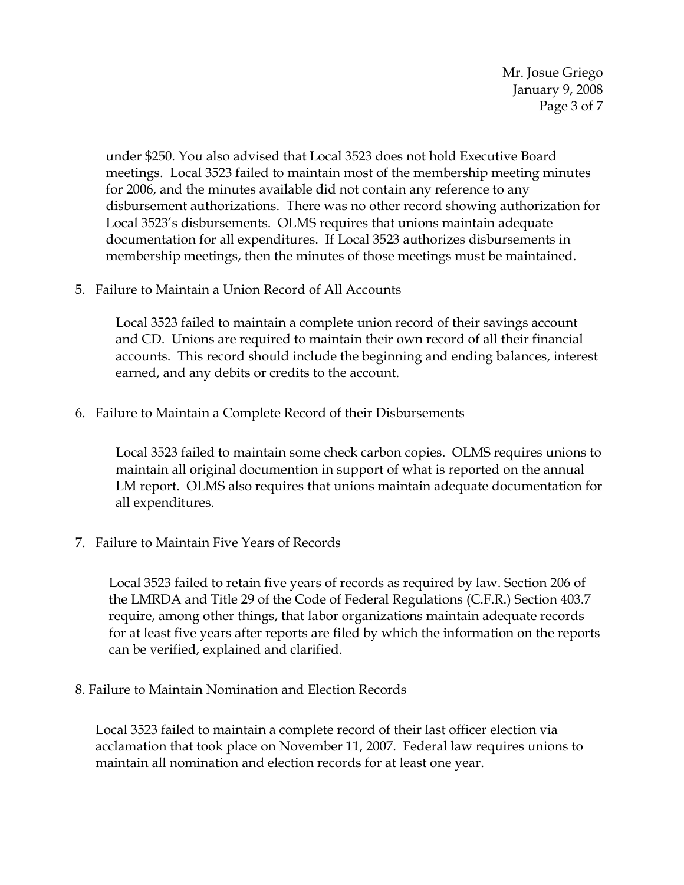under $250. You also advised that Local 3523 does not hold Executive Board meetings. Local 3523 failed to maintain most of the membership meeting minutes for 2006, and the minutes available did not contain any reference to any disbursement authorizations. There was no other record showing authorization for Local 3523's disbursements. OLMS requires that unions maintain adequate documentation for all expenditures. If Local 3523 authorizes disbursements in membership meetings, then the minutes of those meetings must be maintained.

5. Failure to Maintain a Union Record of All Accounts

   Local 3523 failed to maintain a complete union record of their savings account and CD. Unions are required to maintain their own record of all their financial accounts. This record should include the beginning and ending balances, interest earned, and any debits or credits to the account.

6. Failure to Maintain a Complete Record of their Disbursements

   Local 3523 failed to maintain some check carbon copies. OLMS requires unions to maintain all original documention in support of what is reported on the annual LM report. OLMS also requires that unions maintain adequate documentation for all expenditures.

7. Failure to Maintain Five Years of Records

   Local 3523 failed to retain five years of records as required by law. Section 206 of the LMRDA and Title 29 of the Code of Federal Regulations (C.F.R.) Section 403.7 require, among other things, that labor organizations maintain adequate records for at least five years after reports are filed by which the information on the reports can be verified, explained and clarified.

8. Failure to Maintain Nomination and Election Records

   Local 3523 failed to maintain a complete record of their last officer election via acclamation that took place on November 11, 2007. Federal law requires unions to maintain all nomination and election records for at least one year.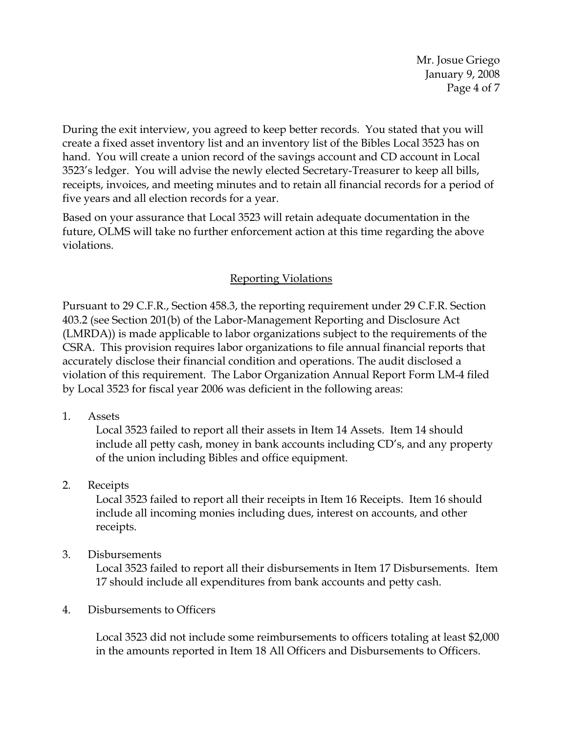During the exit interview, you agreed to keep better records. You stated that you will create a fixed asset inventory list and an inventory list of the Bibles Local 3523 has on hand. You will create a union record of the savings account and CD account in Local 3523's ledger. You will advise the newly elected Secretary-Treasurer to keep all bills, receipts, invoices, and meeting minutes and to retain all financial records for a period of five years and all election records for a year.

Based on your assurance that Local 3523 will retain adequate documentation in the future, OLMS will take no further enforcement action at this time regarding the above violations.

## Reporting Violations

Pursuant to 29 C.F.R., Section 458.3, the reporting requirement under 29 C.F.R. Section 403.2 (see Section 201(b) of the Labor-Management Reporting and Disclosure Act (LMRDA)) is made applicable to labor organizations subject to the requirements of the CSRA. This provision requires labor organizations to file annual financial reports that accurately disclose their financial condition and operations. The audit disclosed a violation of this requirement. The Labor Organization Annual Report Form LM-4 filed by Local 3523 for fiscal year 2006 was deficient in the following areas:

1. Assets

   Local 3523 failed to report all their assets in Item 14 Assets. Item 14 should include all petty cash, money in bank accounts including CD's, and any property of the union including Bibles and office equipment.

2. Receipts

   Local 3523 failed to report all their receipts in Item 16 Receipts. Item 16 should include all incoming monies including dues, interest on accounts, and other receipts.

3. Disbursements

   Local 3523 failed to report all their disbursements in Item 17 Disbursements. Item 17 should include all expenditures from bank accounts and petty cash.

4. Disbursements to Officers

   Local 3523 did not include some reimbursements to officers totaling at least $2,000 in the amounts reported in Item 18 All Officers and Disbursements to Officers.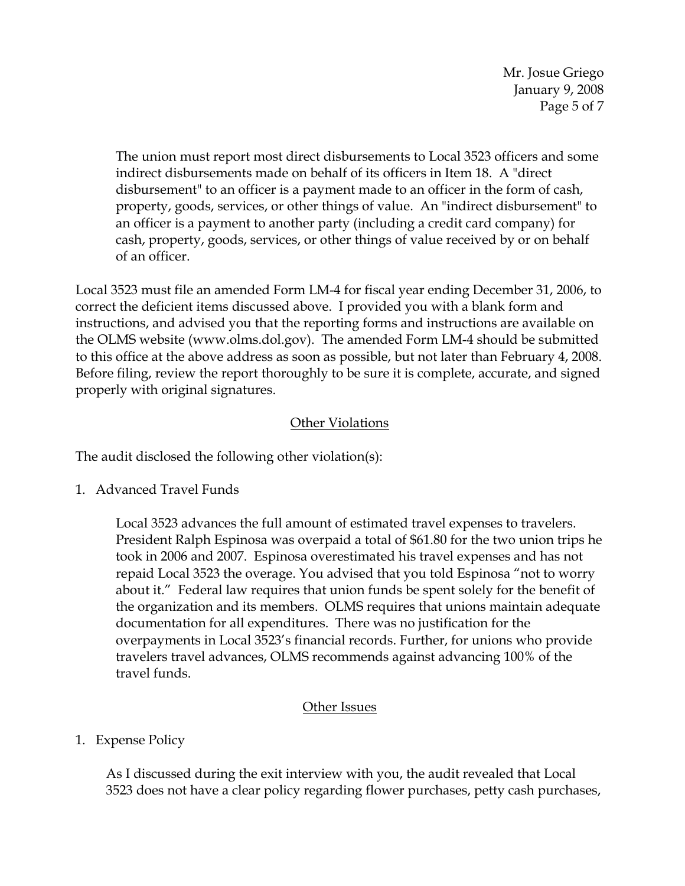The union must report most direct disbursements to Local 3523 officers and some indirect disbursements made on behalf of its officers in Item 18. A "direct disbursement" to an officer is a payment made to an officer in the form of cash, property, goods, services, or other things of value. An "indirect disbursement" to an officer is a payment to another party (including a credit card company) for cash, property, goods, services, or other things of value received by or on behalf of an officer.

Local 3523 must file an amended Form LM-4 for fiscal year ending December 31, 2006, to correct the deficient items discussed above. I provided you with a blank form and instructions, and advised you that the reporting forms and instructions are available on the OLMS website (www.olms.dol.gov). The amended Form LM-4 should be submitted to this office at the above address as soon as possible, but not later than February 4, 2008. Before filing, review the report thoroughly to be sure it is complete, accurate, and signed properly with original signatures.

## Other Violations

The audit disclosed the following other violation(s):

1. Advanced Travel Funds

   Local 3523 advances the full amount of estimated travel expenses to travelers. President Ralph Espinosa was overpaid a total of $61.80 for the two union trips he took in 2006 and 2007. Espinosa overestimated his travel expenses and has not repaid Local 3523 the overage. You advised that you told Espinosa "not to worry about it." Federal law requires that union funds be spent solely for the benefit of the organization and its members. OLMS requires that unions maintain adequate documentation for all expenditures. There was no justification for the overpayments in Local 3523's financial records. Further, for unions who provide travelers travel advances, OLMS recommends against advancing 100% of the travel funds.

## Other Issues

1. Expense Policy

   As I discussed during the exit interview with you, the audit revealed that Local 3523 does not have a clear policy regarding flower purchases, petty cash purchases,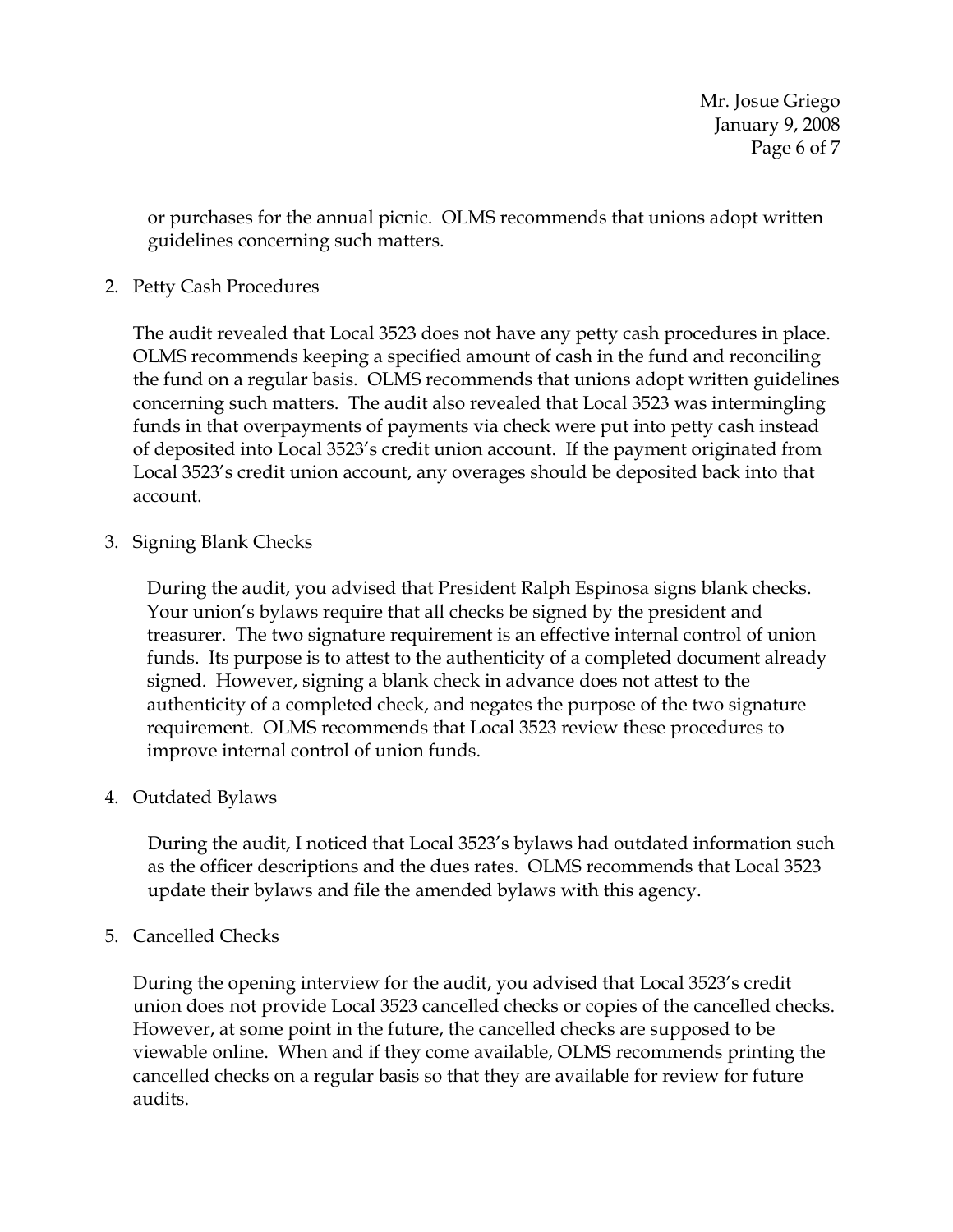or purchases for the annual picnic. OLMS recommends that unions adopt written guidelines concerning such matters.

2. Petty Cash Procedures

   The audit revealed that Local 3523 does not have any petty cash procedures in place. OLMS recommends keeping a specified amount of cash in the fund and reconciling the fund on a regular basis. OLMS recommends that unions adopt written guidelines concerning such matters. The audit also revealed that Local 3523 was intermingling funds in that overpayments of payments via check were put into petty cash instead of deposited into Local 3523's credit union account. If the payment originated from Local 3523's credit union account, any overages should be deposited back into that account.

3. Signing Blank Checks

   During the audit, you advised that President Ralph Espinosa signs blank checks. Your union's bylaws require that all checks be signed by the president and treasurer. The two signature requirement is an effective internal control of union funds. Its purpose is to attest to the authenticity of a completed document already signed. However, signing a blank check in advance does not attest to the authenticity of a completed check, and negates the purpose of the two signature requirement. OLMS recommends that Local 3523 review these procedures to improve internal control of union funds.

4. Outdated Bylaws

   During the audit, I noticed that Local 3523's bylaws had outdated information such as the officer descriptions and the dues rates. OLMS recommends that Local 3523 update their bylaws and file the amended bylaws with this agency.

5. Cancelled Checks

   During the opening interview for the audit, you advised that Local 3523's credit union does not provide Local 3523 cancelled checks or copies of the cancelled checks. However, at some point in the future, the cancelled checks are supposed to be viewable online. When and if they come available, OLMS recommends printing the cancelled checks on a regular basis so that they are available for review for future audits.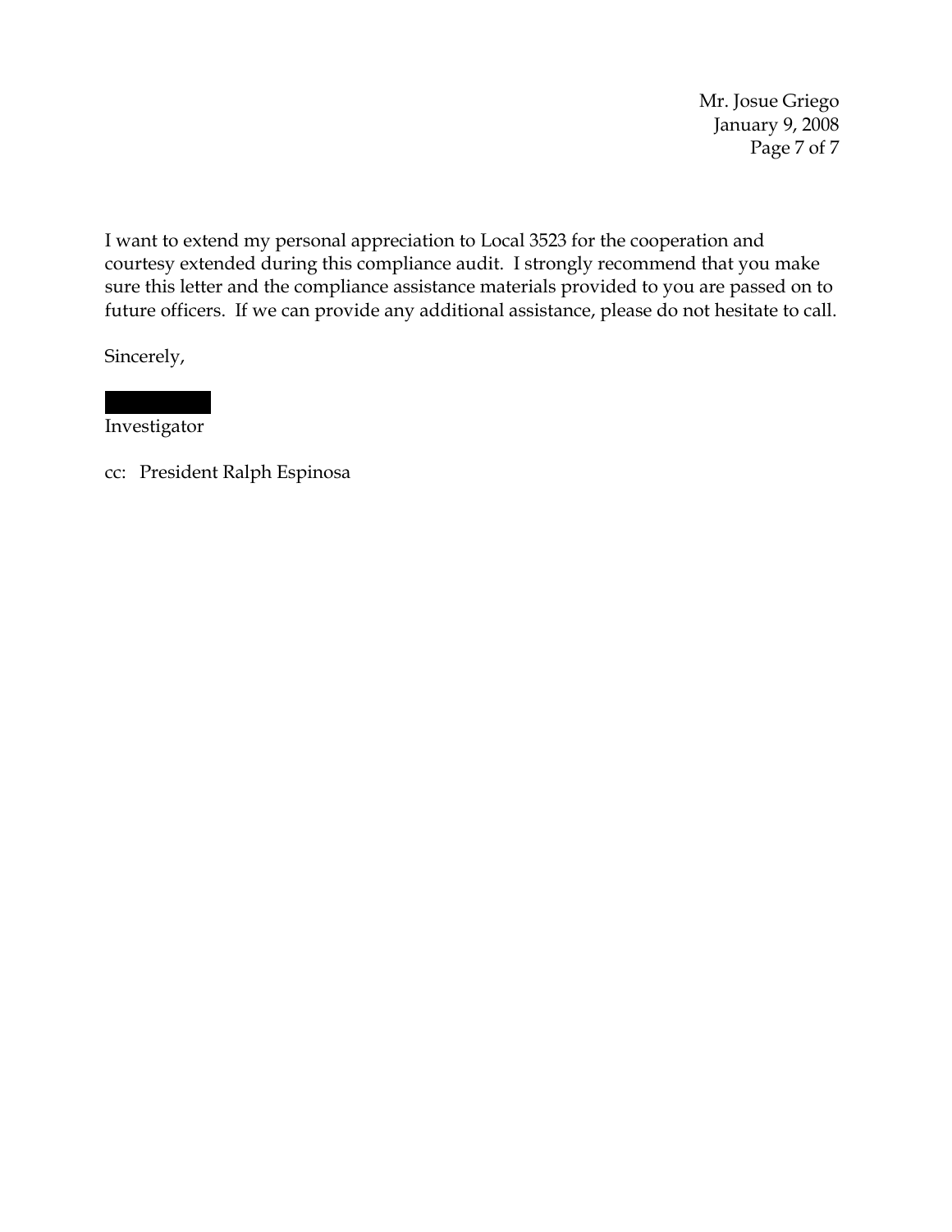I want to extend my personal appreciation to Local 3523 for the cooperation and courtesy extended during this compliance audit. I strongly recommend that you make sure this letter and the compliance assistance materials provided to you are passed on to future officers. If we can provide any additional assistance, please do not hesitate to call.

Sincerely,

Investigator

cc: President Ralph Espinosa